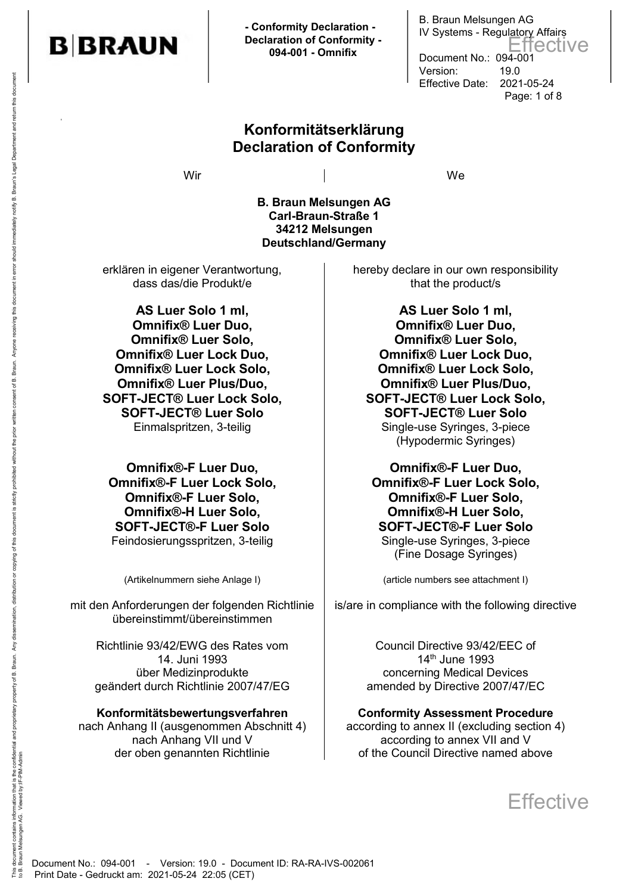# Konformitätserklärung
# Declaration of Conformity

| Wir | We |
|---|---|
| **B. Braun Melsungen AG**<br>**Carl-Braun-Straße 1**<br>**34212 Melsungen**<br>**Deutschland/Germany** | |
| erklären in eigener Verantwortung, dass das/die Produkt/e | hereby declare in our own responsibility that the product/s |
| **AS Luer Solo 1 ml, Omnifix® Luer Duo, Omnifix® Luer Solo, Omnifix® Luer Lock Duo, Omnifix® Luer Lock Solo, Omnifix® Luer Plus/Duo, SOFT-JECT® Luer Lock Solo, SOFT-JECT® Luer Solo**<br>Einmalspritzen, 3-teilig | **AS Luer Solo 1 ml, Omnifix® Luer Duo, Omnifix® Luer Solo, Omnifix® Luer Lock Duo, Omnifix® Luer Lock Solo, Omnifix® Luer Plus/Duo, SOFT-JECT® Luer Lock Solo, SOFT-JECT® Luer Solo**<br>Single-use Syringes, 3-piece (Hypodermic Syringes) |
| **Omnifix®-F Luer Duo, Omnifix®-F Luer Lock Solo, Omnifix®-F Luer Solo, Omnifix®-H Luer Solo, SOFT-JECT®-F Luer Solo**<br>Feindosierungsspritzen, 3-teilig | **Omnifix®-F Luer Duo, Omnifix®-F Luer Lock Solo, Omnifix®-F Luer Solo, Omnifix®-H Luer Solo, SOFT-JECT®-F Luer Solo**<br>Single-use Syringes, 3-piece (Fine Dosage Syringes) |
| (Artikelnummern siehe Anlage I) | (article numbers see attachment I) |
| mit den Anforderungen der folgenden Richtlinie übereinstimmt/übereinstimmen | is/are in compliance with the following directive |
| Richtlinie 93/42/EWG des Rates vom 14. Juni 1993 über Medizinprodukte geändert durch Richtlinie 2007/47/EG | Council Directive 93/42/EEC of 14th June 1993 concerning Medical Devices amended by Directive 2007/47/EC |
| **Konformitätsbewertungsverfahren**<br>nach Anhang II (ausgenommen Abschnitt 4) nach Anhang VII und V der oben genannten Richtlinie | **Conformity Assessment Procedure**<br>according to annex II (excluding section 4) according to annex VII and V of the Council Directive named above |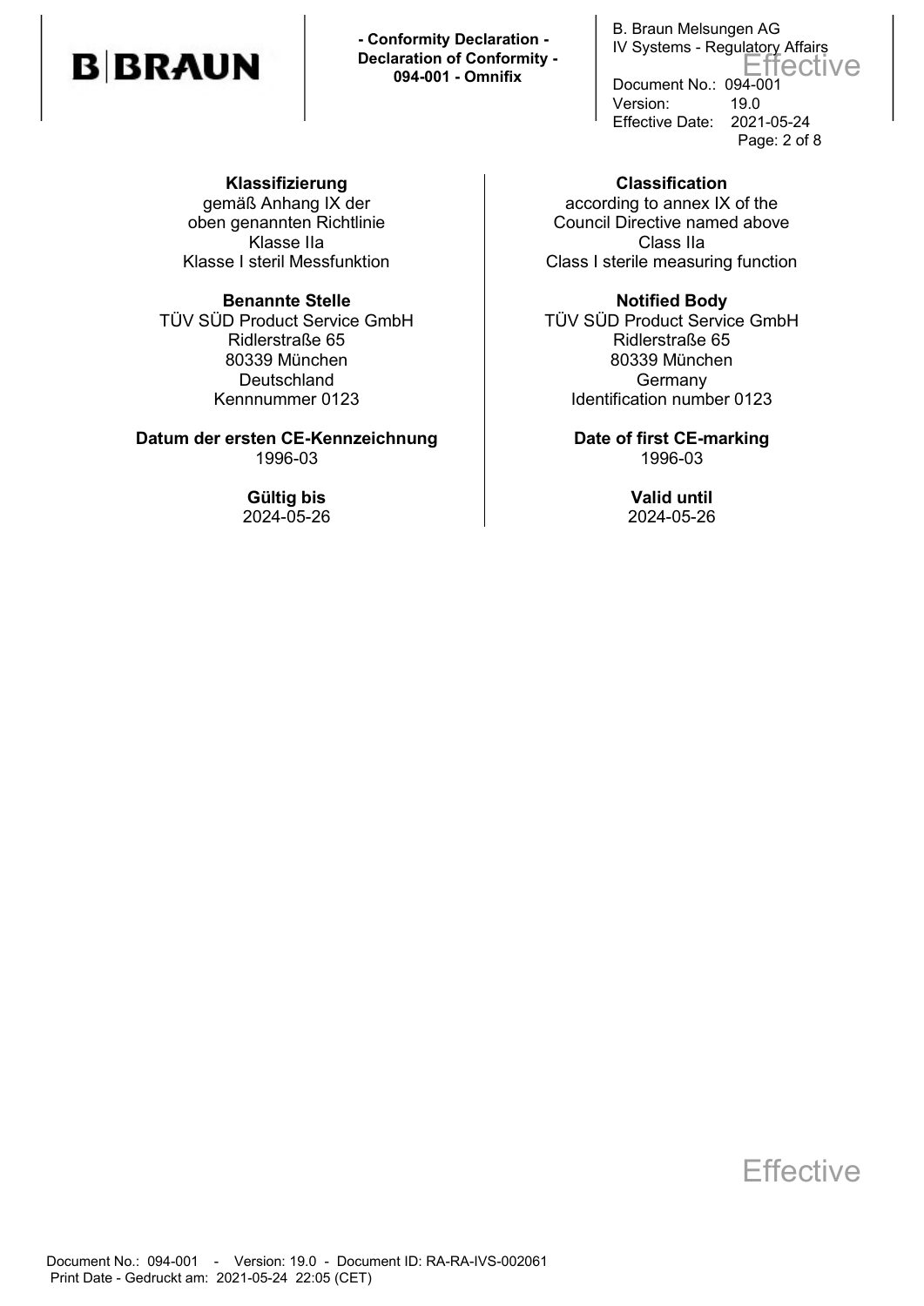| Klassifizierung | Classification |
|---|---|
| gemäß Anhang IX der oben genannten Richtlinie<br>Klasse IIa<br>Klasse I steril Messfunktion | according to annex IX of the Council Directive named above<br>Class IIa<br>Class I sterile measuring function |
| **Benannte Stelle** | **Notified Body** |
| TÜV SÜD Product Service GmbH<br>Ridlerstraße 65<br>80339 München<br>Deutschland<br>Kennnummer 0123 | TÜV SÜD Product Service GmbH<br>Ridlerstraße 65<br>80339 München<br>Germany<br>Identification number 0123 |
| **Datum der ersten CE-Kennzeichnung** | **Date of first CE-marking** |
| 1996-03 | 1996-03 |
| **Gültig bis** | **Valid until** |
| 2024-05-26 | 2024-05-26 |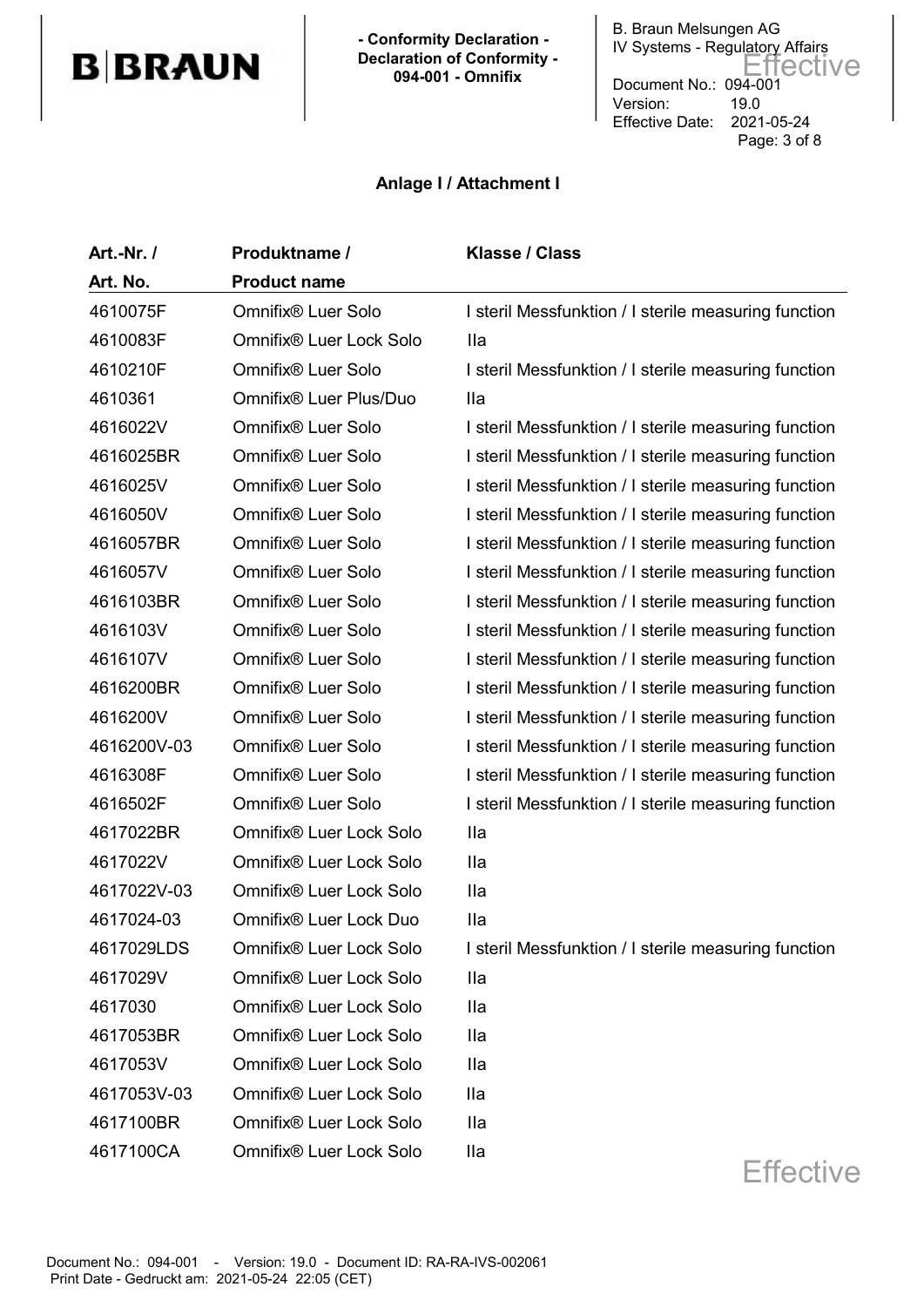## Anlage I / Attachment I

| Art.-Nr. / Art. No. | Produktname / Product name | Klasse / Class |
|---|---|---|
| 4610075F | Omnifix® Luer Solo | I steril Messfunktion / I sterile measuring function |
| 4610083F | Omnifix® Luer Lock Solo | IIa |
| 4610210F | Omnifix® Luer Solo | I steril Messfunktion / I sterile measuring function |
| 4610361 | Omnifix® Luer Plus/Duo | IIa |
| 4616022V | Omnifix® Luer Solo | I steril Messfunktion / I sterile measuring function |
| 4616025BR | Omnifix® Luer Solo | I steril Messfunktion / I sterile measuring function |
| 4616025V | Omnifix® Luer Solo | I steril Messfunktion / I sterile measuring function |
| 4616050V | Omnifix® Luer Solo | I steril Messfunktion / I sterile measuring function |
| 4616057BR | Omnifix® Luer Solo | I steril Messfunktion / I sterile measuring function |
| 4616057V | Omnifix® Luer Solo | I steril Messfunktion / I sterile measuring function |
| 4616103BR | Omnifix® Luer Solo | I steril Messfunktion / I sterile measuring function |
| 4616103V | Omnifix® Luer Solo | I steril Messfunktion / I sterile measuring function |
| 4616107V | Omnifix® Luer Solo | I steril Messfunktion / I sterile measuring function |
| 4616200BR | Omnifix® Luer Solo | I steril Messfunktion / I sterile measuring function |
| 4616200V | Omnifix® Luer Solo | I steril Messfunktion / I sterile measuring function |
| 4616200V-03 | Omnifix® Luer Solo | I steril Messfunktion / I sterile measuring function |
| 4616308F | Omnifix® Luer Solo | I steril Messfunktion / I sterile measuring function |
| 4616502F | Omnifix® Luer Solo | I steril Messfunktion / I sterile measuring function |
| 4617022BR | Omnifix® Luer Lock Solo | IIa |
| 4617022V | Omnifix® Luer Lock Solo | IIa |
| 4617022V-03 | Omnifix® Luer Lock Solo | IIa |
| 4617024-03 | Omnifix® Luer Lock Duo | IIa |
| 4617029LDS | Omnifix® Luer Lock Solo | I steril Messfunktion / I sterile measuring function |
| 4617029V | Omnifix® Luer Lock Solo | IIa |
| 4617030 | Omnifix® Luer Lock Solo | IIa |
| 4617053BR | Omnifix® Luer Lock Solo | IIa |
| 4617053V | Omnifix® Luer Lock Solo | IIa |
| 4617053V-03 | Omnifix® Luer Lock Solo | IIa |
| 4617100BR | Omnifix® Luer Lock Solo | IIa |
| 4617100CA | Omnifix® Luer Lock Solo | IIa |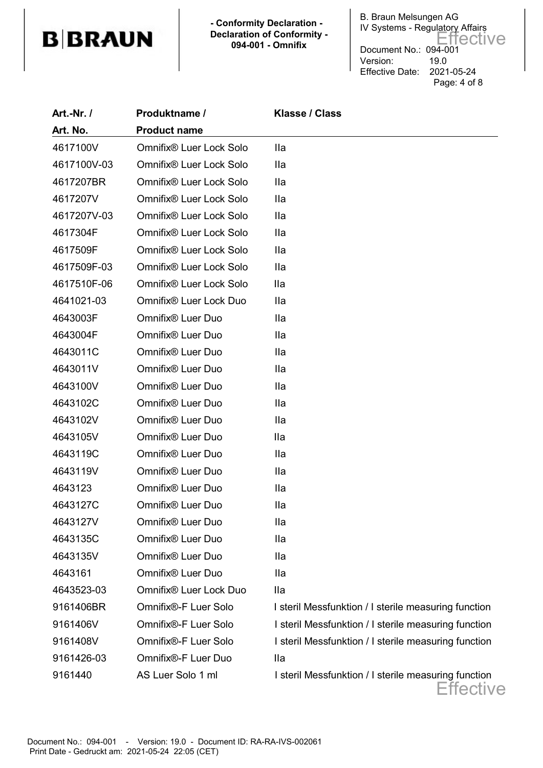| Art.-Nr. / Art. No. | Produktname / Product name | Klasse / Class |
|---|---|---|
| 4617100V | Omnifix® Luer Lock Solo | IIa |
| 4617100V-03 | Omnifix® Luer Lock Solo | IIa |
| 4617207BR | Omnifix® Luer Lock Solo | IIa |
| 4617207V | Omnifix® Luer Lock Solo | IIa |
| 4617207V-03 | Omnifix® Luer Lock Solo | IIa |
| 4617304F | Omnifix® Luer Lock Solo | IIa |
| 4617509F | Omnifix® Luer Lock Solo | IIa |
| 4617509F-03 | Omnifix® Luer Lock Solo | IIa |
| 4617510F-06 | Omnifix® Luer Lock Solo | IIa |
| 4641021-03 | Omnifix® Luer Lock Duo | IIa |
| 4643003F | Omnifix® Luer Duo | IIa |
| 4643004F | Omnifix® Luer Duo | IIa |
| 4643011C | Omnifix® Luer Duo | IIa |
| 4643011V | Omnifix® Luer Duo | IIa |
| 4643100V | Omnifix® Luer Duo | IIa |
| 4643102C | Omnifix® Luer Duo | IIa |
| 4643102V | Omnifix® Luer Duo | IIa |
| 4643105V | Omnifix® Luer Duo | IIa |
| 4643119C | Omnifix® Luer Duo | IIa |
| 4643119V | Omnifix® Luer Duo | IIa |
| 4643123 | Omnifix® Luer Duo | IIa |
| 4643127C | Omnifix® Luer Duo | IIa |
| 4643127V | Omnifix® Luer Duo | IIa |
| 4643135C | Omnifix® Luer Duo | IIa |
| 4643135V | Omnifix® Luer Duo | IIa |
| 4643161 | Omnifix® Luer Duo | IIa |
| 4643523-03 | Omnifix® Luer Lock Duo | IIa |
| 9161406BR | Omnifix®-F Luer Solo | I steril Messfunktion / I sterile measuring function |
| 9161406V | Omnifix®-F Luer Solo | I steril Messfunktion / I sterile measuring function |
| 9161408V | Omnifix®-F Luer Solo | I steril Messfunktion / I sterile measuring function |
| 9161426-03 | Omnifix®-F Luer Duo | IIa |
| 9161440 | AS Luer Solo 1 ml | I steril Messfunktion / I sterile measuring function |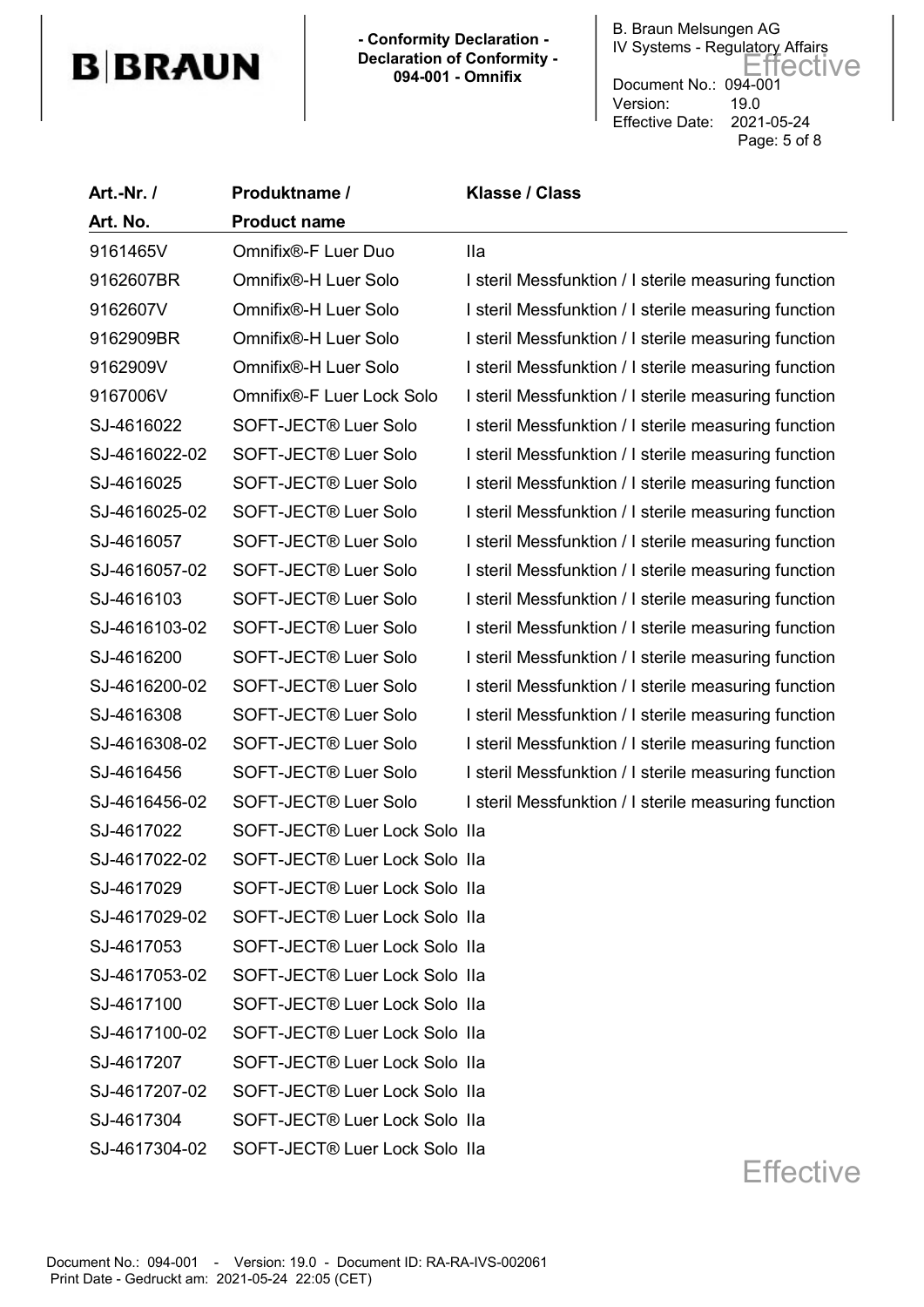| Art.-Nr. / Art. No. | Produktname / Product name | Klasse / Class |
| --- | --- | --- |
| 9161465V | Omnifix®-F Luer Duo | IIa |
| 9162607BR | Omnifix®-H Luer Solo | I steril Messfunktion / I sterile measuring function |
| 9162607V | Omnifix®-H Luer Solo | I steril Messfunktion / I sterile measuring function |
| 9162909BR | Omnifix®-H Luer Solo | I steril Messfunktion / I sterile measuring function |
| 9162909V | Omnifix®-H Luer Solo | I steril Messfunktion / I sterile measuring function |
| 9167006V | Omnifix®-F Luer Lock Solo | I steril Messfunktion / I sterile measuring function |
| SJ-4616022 | SOFT-JECT® Luer Solo | I steril Messfunktion / I sterile measuring function |
| SJ-4616022-02 | SOFT-JECT® Luer Solo | I steril Messfunktion / I sterile measuring function |
| SJ-4616025 | SOFT-JECT® Luer Solo | I steril Messfunktion / I sterile measuring function |
| SJ-4616025-02 | SOFT-JECT® Luer Solo | I steril Messfunktion / I sterile measuring function |
| SJ-4616057 | SOFT-JECT® Luer Solo | I steril Messfunktion / I sterile measuring function |
| SJ-4616057-02 | SOFT-JECT® Luer Solo | I steril Messfunktion / I sterile measuring function |
| SJ-4616103 | SOFT-JECT® Luer Solo | I steril Messfunktion / I sterile measuring function |
| SJ-4616103-02 | SOFT-JECT® Luer Solo | I steril Messfunktion / I sterile measuring function |
| SJ-4616200 | SOFT-JECT® Luer Solo | I steril Messfunktion / I sterile measuring function |
| SJ-4616200-02 | SOFT-JECT® Luer Solo | I steril Messfunktion / I sterile measuring function |
| SJ-4616308 | SOFT-JECT® Luer Solo | I steril Messfunktion / I sterile measuring function |
| SJ-4616308-02 | SOFT-JECT® Luer Solo | I steril Messfunktion / I sterile measuring function |
| SJ-4616456 | SOFT-JECT® Luer Solo | I steril Messfunktion / I sterile measuring function |
| SJ-4616456-02 | SOFT-JECT® Luer Solo | I steril Messfunktion / I sterile measuring function |
| SJ-4617022 | SOFT-JECT® Luer Lock Solo | IIa |
| SJ-4617022-02 | SOFT-JECT® Luer Lock Solo | IIa |
| SJ-4617029 | SOFT-JECT® Luer Lock Solo | IIa |
| SJ-4617029-02 | SOFT-JECT® Luer Lock Solo | IIa |
| SJ-4617053 | SOFT-JECT® Luer Lock Solo | IIa |
| SJ-4617053-02 | SOFT-JECT® Luer Lock Solo | IIa |
| SJ-4617100 | SOFT-JECT® Luer Lock Solo | IIa |
| SJ-4617100-02 | SOFT-JECT® Luer Lock Solo | IIa |
| SJ-4617207 | SOFT-JECT® Luer Lock Solo | IIa |
| SJ-4617207-02 | SOFT-JECT® Luer Lock Solo | IIa |
| SJ-4617304 | SOFT-JECT® Luer Lock Solo | IIa |
| SJ-4617304-02 | SOFT-JECT® Luer Lock Solo | IIa |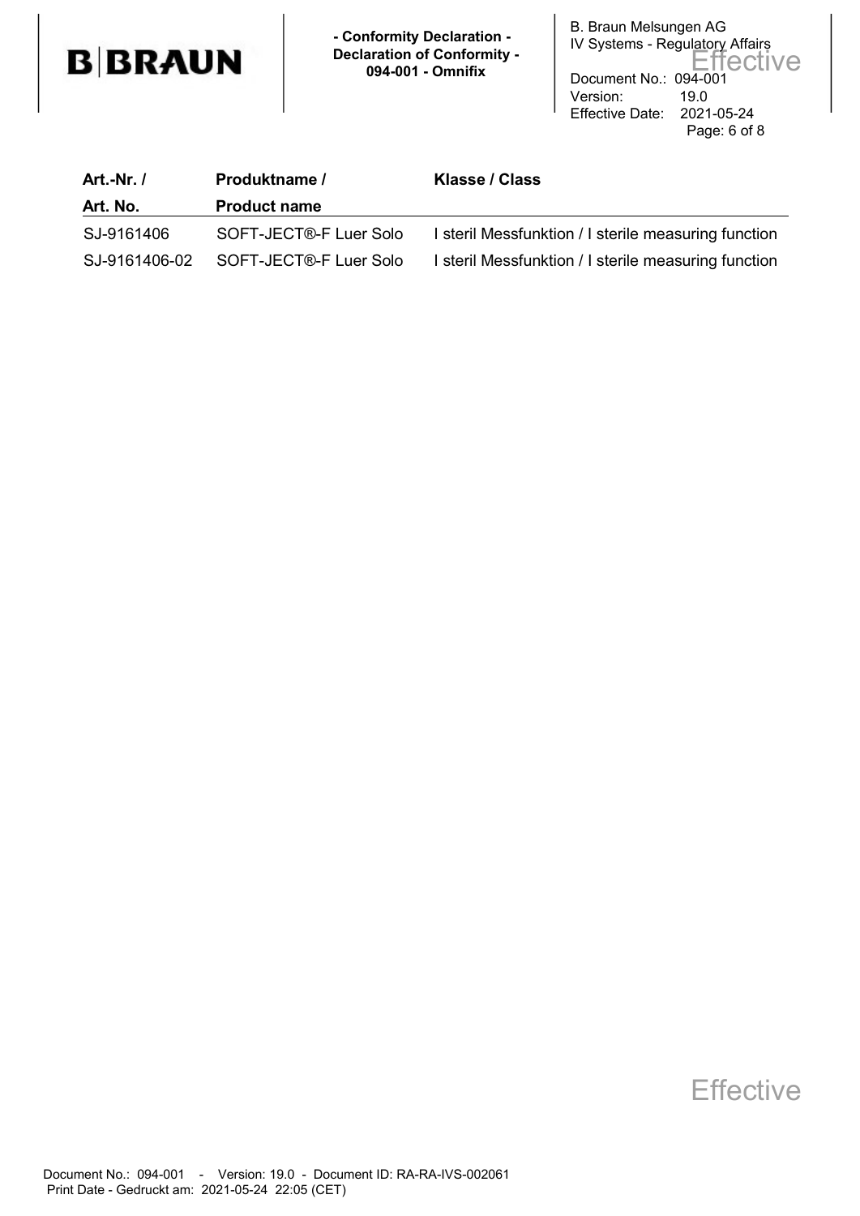| Art.-Nr. / Art. No. | Produktname / Product name | Klasse / Class |
|---|---|---|
| SJ-9161406 | SOFT-JECT®-F Luer Solo | I steril Messfunktion / I sterile measuring function |
| SJ-9161406-02 | SOFT-JECT®-F Luer Solo | I steril Messfunktion / I sterile measuring function |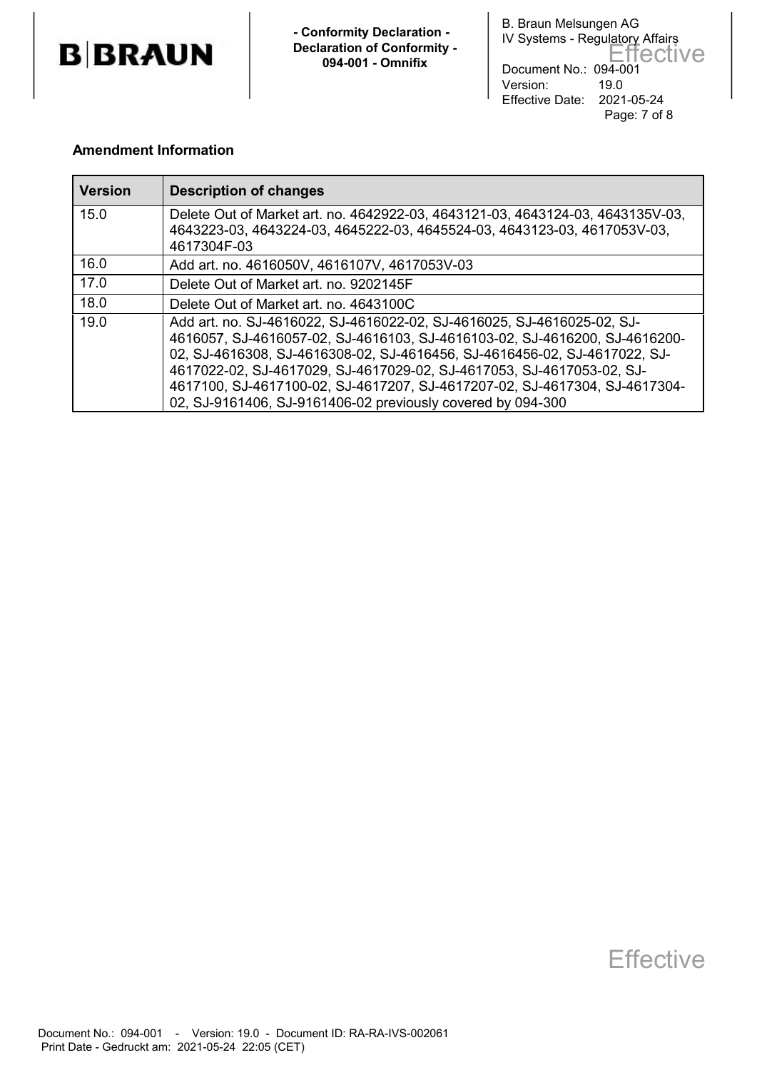**Amendment Information**

| Version | Description of changes |
|---|---|
| 15.0 | Delete Out of Market art. no. 4642922-03, 4643121-03, 4643124-03, 4643135V-03, 4643223-03, 4643224-03, 4645222-03, 4645524-03, 4643123-03, 4617053V-03, 4617304F-03 |
| 16.0 | Add art. no. 4616050V, 4616107V, 4617053V-03 |
| 17.0 | Delete Out of Market art. no. 9202145F |
| 18.0 | Delete Out of Market art. no. 4643100C |
| 19.0 | Add art. no. SJ-4616022, SJ-4616022-02, SJ-4616025, SJ-4616025-02, SJ-4616057, SJ-4616057-02, SJ-4616103, SJ-4616103-02, SJ-4616200, SJ-4616200-02, SJ-4616308, SJ-4616308-02, SJ-4616456, SJ-4616456-02, SJ-4617022, SJ-4617022-02, SJ-4617029, SJ-4617029-02, SJ-4617053, SJ-4617053-02, SJ-4617100, SJ-4617100-02, SJ-4617207, SJ-4617207-02, SJ-4617304, SJ-4617304-02, SJ-9161406, SJ-9161406-02 previously covered by 094-300 |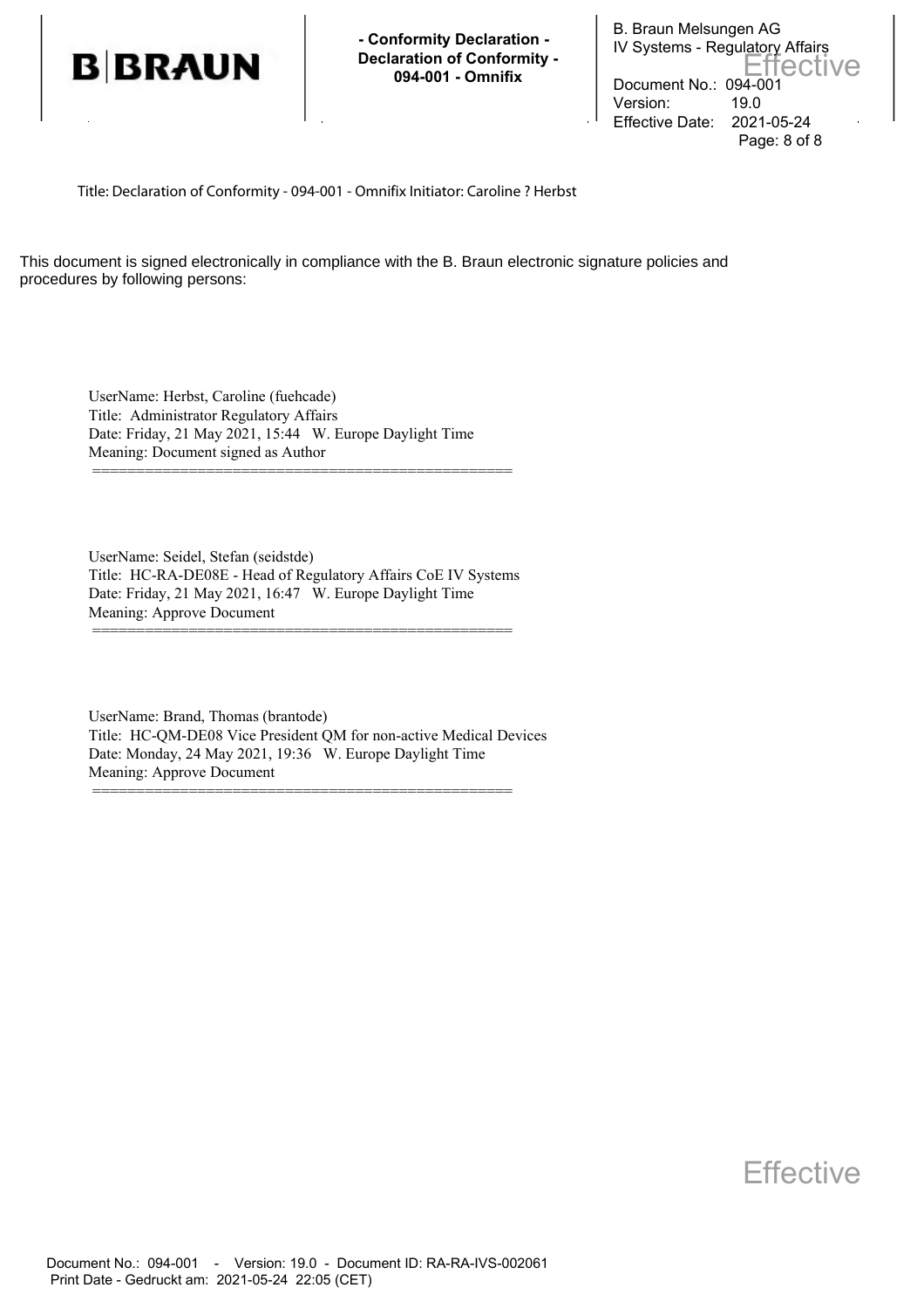Title: Declaration of Conformity - 094-001 - Omnifix Initiator: Caroline ? Herbst

This document is signed electronically in compliance with the B. Braun electronic signature policies and procedures by following persons:

UserName: Herbst, Caroline (fuehcade)
Title: Administrator Regulatory Affairs
Date: Friday, 21 May 2021, 15:44 W. Europe Daylight Time
Meaning: Document signed as Author

=================================================

UserName: Seidel, Stefan (seidstde)
Title: HC-RA-DE08E - Head of Regulatory Affairs CoE IV Systems
Date: Friday, 21 May 2021, 16:47 W. Europe Daylight Time
Meaning: Approve Document

=================================================

UserName: Brand, Thomas (brantode)
Title: HC-QM-DE08 Vice President QM for non-active Medical Devices
Date: Monday, 24 May 2021, 19:36 W. Europe Daylight Time
Meaning: Approve Document

=================================================